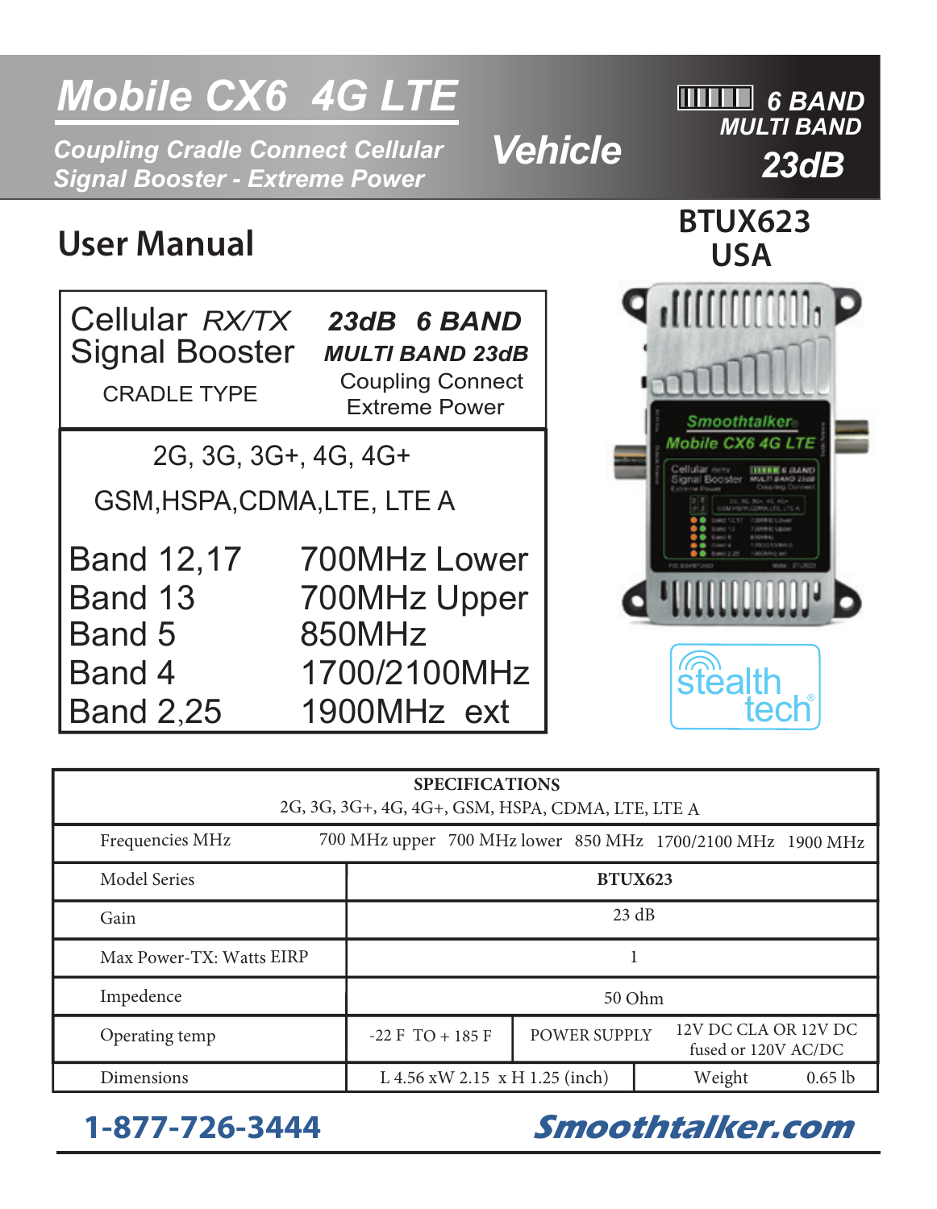# Mobile CX6 4G LTE

*Coupling Cradle Connect Cellular Signal Booster - Extreme Power*

*Vehicle*

*6 BAND MULTI BAND 23dB*

## User Manual

**BTUX623 USA**

| Cellular *RX/TX* Signal Booster CRADLE TYPE | ***23dB 6 BAND MULTI BAND 23dB*** Coupling Connect Extreme Power |
|---|---|
| 2G, 3G, 3G+, 4G, 4G+ GSM,HSPA,CDMA,LTE, LTE A | |
| Band 12,17 | 700MHz Lower |
| Band 13 | 700MHz Upper |
| Band 5 | 850MHz |
| Band 4 | 1700/2100MHz |
| Band 2,25 | 1900MHz ext |

stealth tech®

| SPECIFICATIONS 2G, 3G, 3G+, 4G, 4G+, GSM, HSPA, CDMA, LTE, LTE A | | | |
|---|---|---|---|
| Frequencies MHz | 700 MHz upper 700 MHz lower 850 MHz 1700/2100 MHz 1900 MHz | | |
| Model Series | **BTUX623** | | |
| Gain | 23 dB | | |
| Max Power-TX: Watts EIRP | 1 | | |
| Impedence | 50 Ohm | | |
| Operating temp | -22 F TO + 185 F | POWER SUPPLY | 12V DC CLA OR 12V DC fused or 120V AC/DC |
| Dimensions | L 4.56 xW 2.15 x H 1.25 (inch) | Weight | 0.65 lb |

**1-877-726-3444** **Smoothtalker.com**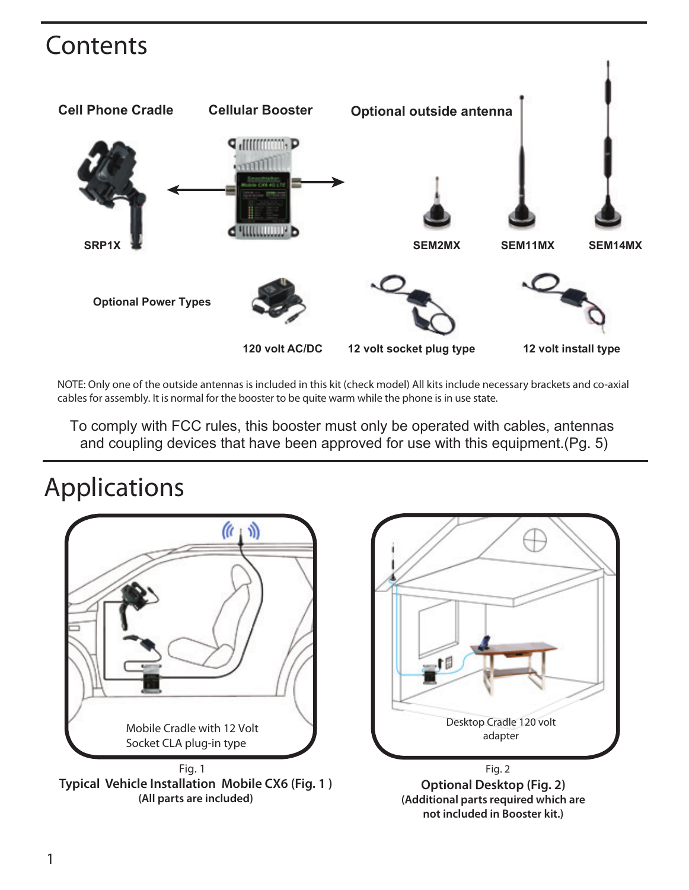# Contents

**Cell Phone Cradle** **Cellular Booster** **Optional outside antenna**

**SRP1X** **SEM2MX** **SEM11MX** **SEM14MX**

**Optional Power Types** **120 volt AC/DC** **12 volt socket plug type** **12 volt install type**

NOTE: Only one of the outside antennas is included in this kit (check model) All kits include necessary brackets and co-axial cables for assembly. It is normal for the booster to be quite warm while the phone is in use state.

To comply with FCC rules, this booster must only be operated with cables, antennas and coupling devices that have been approved for use with this equipment.(Pg. 5)

# Applications

Mobile Cradle with 12 Volt Socket CLA plug-in type

Fig. 1
**Typical Vehicle Installation Mobile CX6 (Fig. 1 )**
**(All parts are included)**

Desktop Cradle 120 volt adapter

Fig. 2
**Optional Desktop (Fig. 2)**
**(Additional parts required which are not included in Booster kit.)**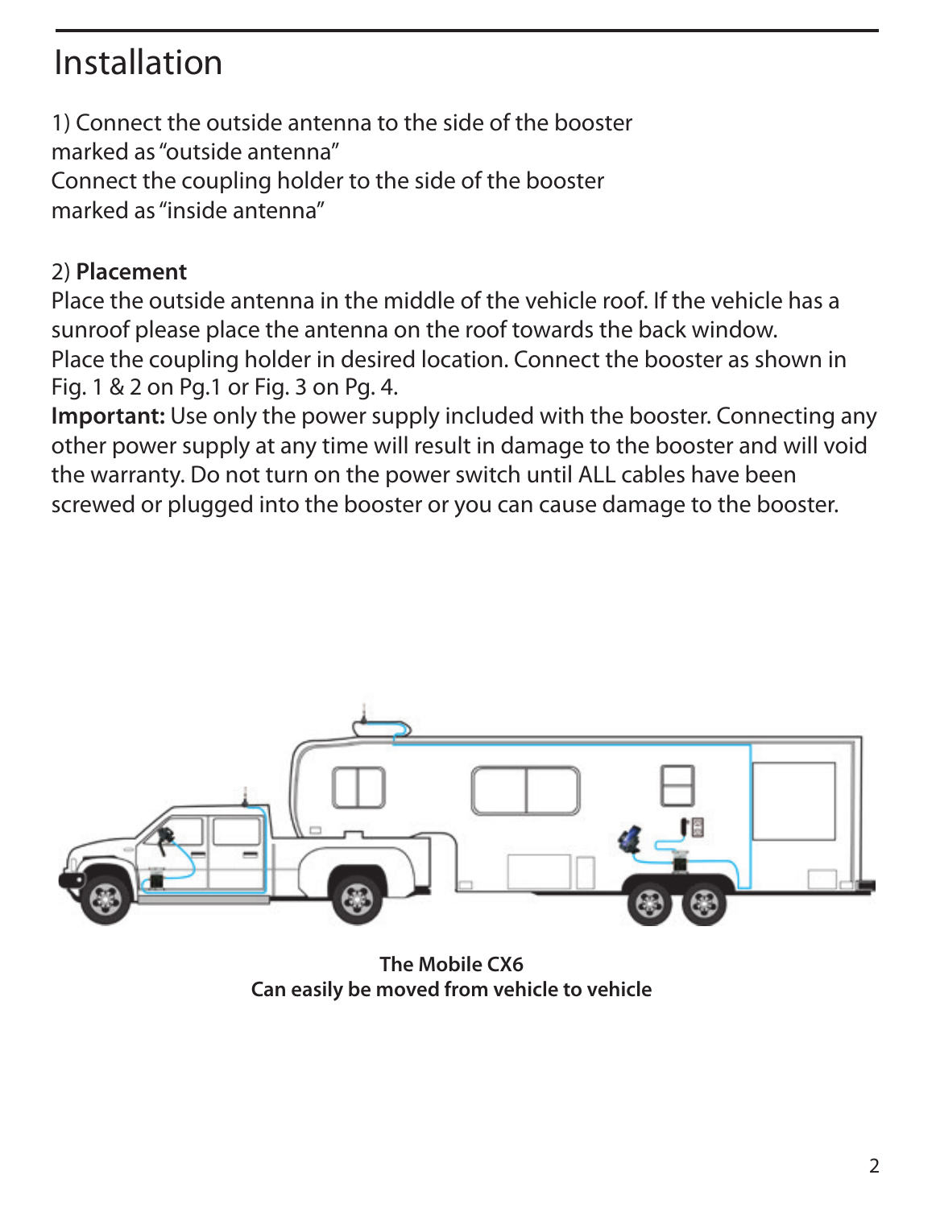# Installation

1) Connect the outside antenna to the side of the booster marked as "outside antenna"
Connect the coupling holder to the side of the booster marked as "inside antenna"

2) **Placement**
Place the outside antenna in the middle of the vehicle roof. If the vehicle has a sunroof please place the antenna on the roof towards the back window.
Place the coupling holder in desired location. Connect the booster as shown in Fig. 1 & 2 on Pg.1 or Fig. 3 on Pg. 4.
**Important:** Use only the power supply included with the booster. Connecting any other power supply at any time will result in damage to the booster and will void the warranty. Do not turn on the power switch until ALL cables have been screwed or plugged into the booster or you can cause damage to the booster.

**The Mobile CX6**
**Can easily be moved from vehicle to vehicle**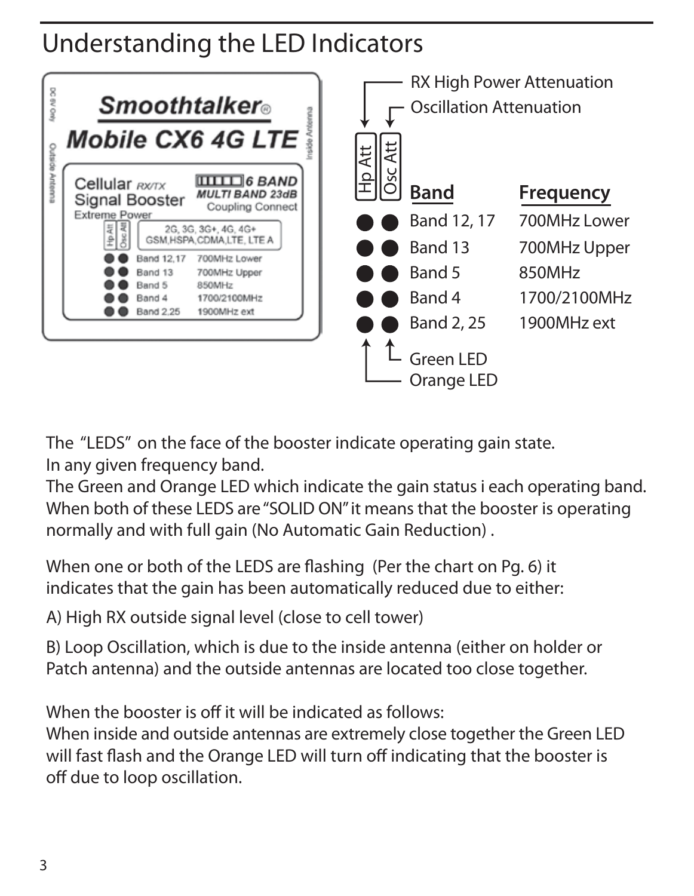# Understanding the LED Indicators

RX High Power Attenuation

Oscillation Attenuation

| Hp Att | Osc Att | Band | Frequency |
|---|---|---|---|
| ● | ● | Band 12, 17 | 700MHz Lower |
| ● | ● | Band 13 | 700MHz Upper |
| ● | ● | Band 5 | 850MHz |
| ● | ● | Band 4 | 1700/2100MHz |
| ● | ● | Band 2, 25 | 1900MHz ext |

Green LED

Orange LED

The "LEDS" on the face of the booster indicate operating gain state.
In any given frequency band.
The Green and Orange LED which indicate the gain status i each operating band.
When both of these LEDS are "SOLID ON" it means that the booster is operating normally and with full gain (No Automatic Gain Reduction) .

When one or both of the LEDS are flashing (Per the chart on Pg. 6) it indicates that the gain has been automatically reduced due to either:

A) High RX outside signal level (close to cell tower)

B) Loop Oscillation, which is due to the inside antenna (either on holder or Patch antenna) and the outside antennas are located too close together.

When the booster is off it will be indicated as follows:
When inside and outside antennas are extremely close together the Green LED will fast flash and the Orange LED will turn off indicating that the booster is off due to loop oscillation.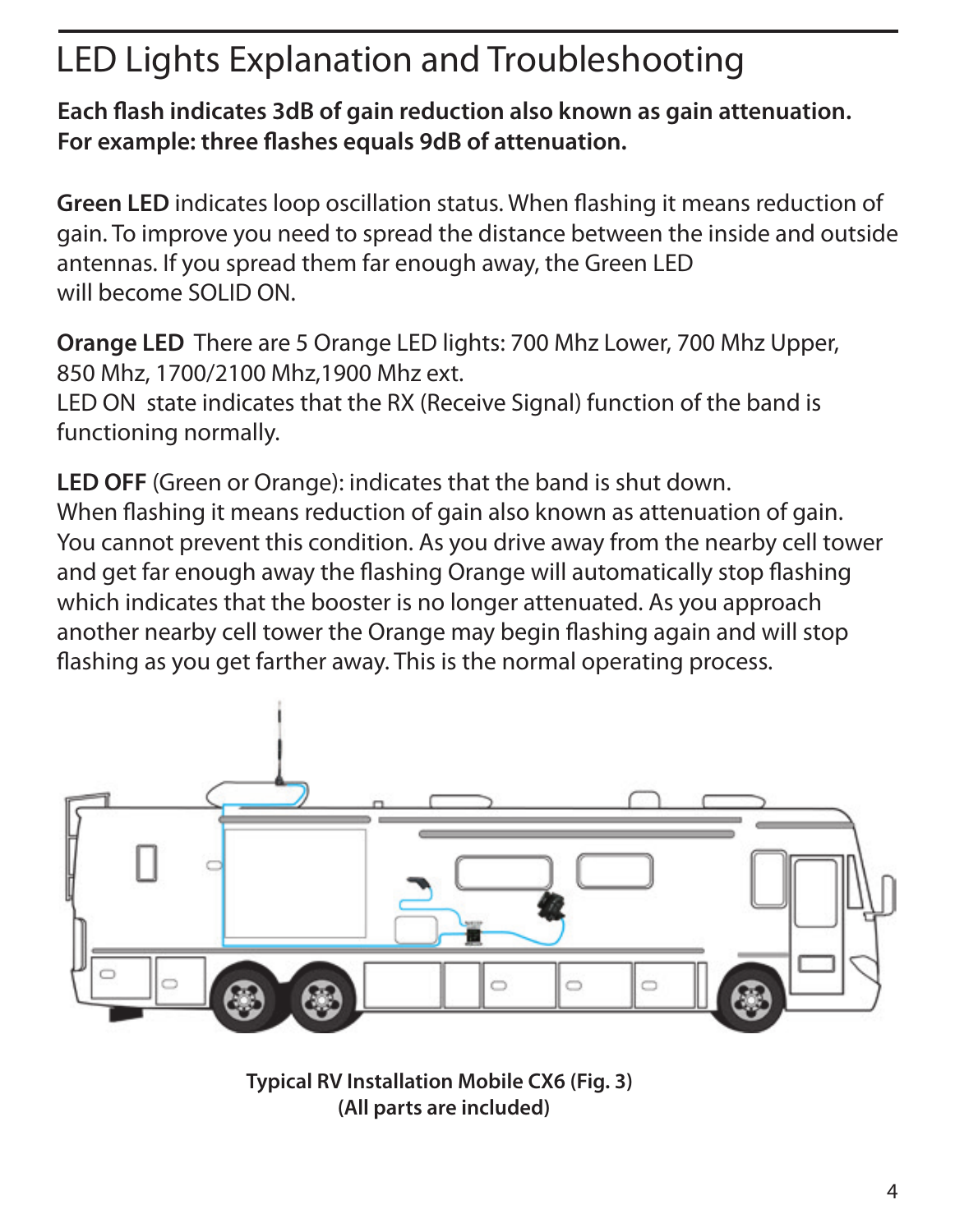# LED Lights Explanation and Troubleshooting

**Each flash indicates 3dB of gain reduction also known as gain attenuation. For example: three flashes equals 9dB of attenuation.**

**Green LED** indicates loop oscillation status. When flashing it means reduction of gain. To improve you need to spread the distance between the inside and outside antennas. If you spread them far enough away, the Green LED will become SOLID ON.

**Orange LED** There are 5 Orange LED lights: 700 Mhz Lower, 700 Mhz Upper, 850 Mhz, 1700/2100 Mhz,1900 Mhz ext.
LED ON state indicates that the RX (Receive Signal) function of the band is functioning normally.

**LED OFF** (Green or Orange): indicates that the band is shut down.
When flashing it means reduction of gain also known as attenuation of gain. You cannot prevent this condition. As you drive away from the nearby cell tower and get far enough away the flashing Orange will automatically stop flashing which indicates that the booster is no longer attenuated. As you approach another nearby cell tower the Orange may begin flashing again and will stop flashing as you get farther away. This is the normal operating process.

**Typical RV Installation Mobile CX6 (Fig. 3)**
**(All parts are included)**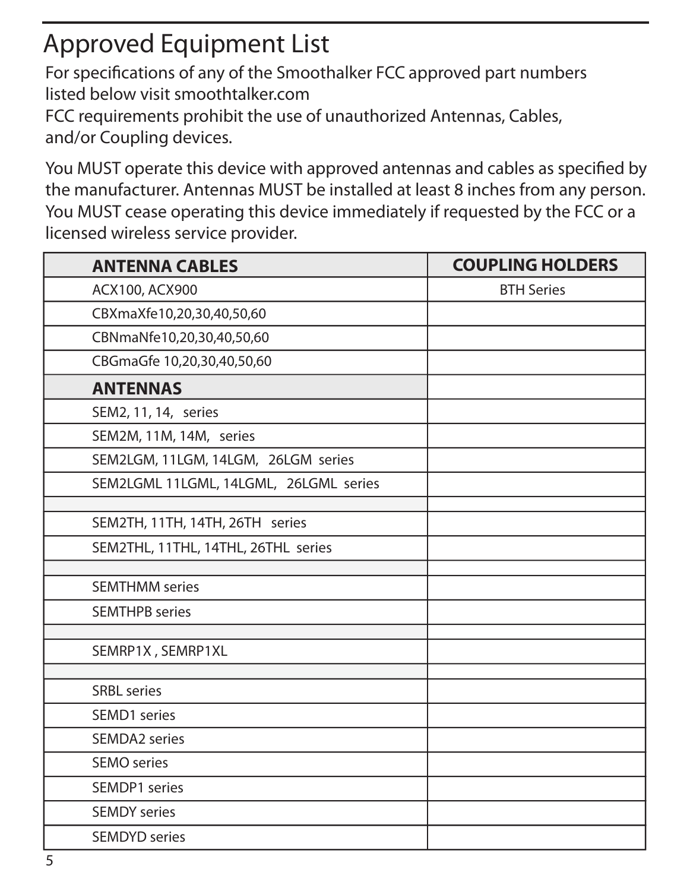# Approved Equipment List

For specifications of any of the Smoothalker FCC approved part numbers listed below visit smoothtalker.com

FCC requirements prohibit the use of unauthorized Antennas, Cables, and/or Coupling devices.

You MUST operate this device with approved antennas and cables as specified by the manufacturer. Antennas MUST be installed at least 8 inches from any person. You MUST cease operating this device immediately if requested by the FCC or a licensed wireless service provider.

| **ANTENNA CABLES** | **COUPLING HOLDERS** |
|---|---|
| ACX100, ACX900 | BTH Series |
| CBXmaXfe10,20,30,40,50,60 | |
| CBNmaNfe10,20,30,40,50,60 | |
| CBGmaGfe 10,20,30,40,50,60 | |
| **ANTENNAS** | |
| SEM2, 11, 14, series | |
| SEM2M, 11M, 14M, series | |
| SEM2LGM, 11LGM, 14LGM, 26LGM series | |
| SEM2LGML 11LGML, 14LGML, 26LGML series | |
| | |
| SEM2TH, 11TH, 14TH, 26TH series | |
| SEM2THL, 11THL, 14THL, 26THL series | |
| | |
| SEMTHMM series | |
| SEMTHPB series | |
| | |
| SEMRP1X , SEMRP1XL | |
| | |
| SRBL series | |
| SEMD1 series | |
| SEMDA2 series | |
| SEMO series | |
| SEMDP1 series | |
| SEMDY series | |
| SEMDYD series | |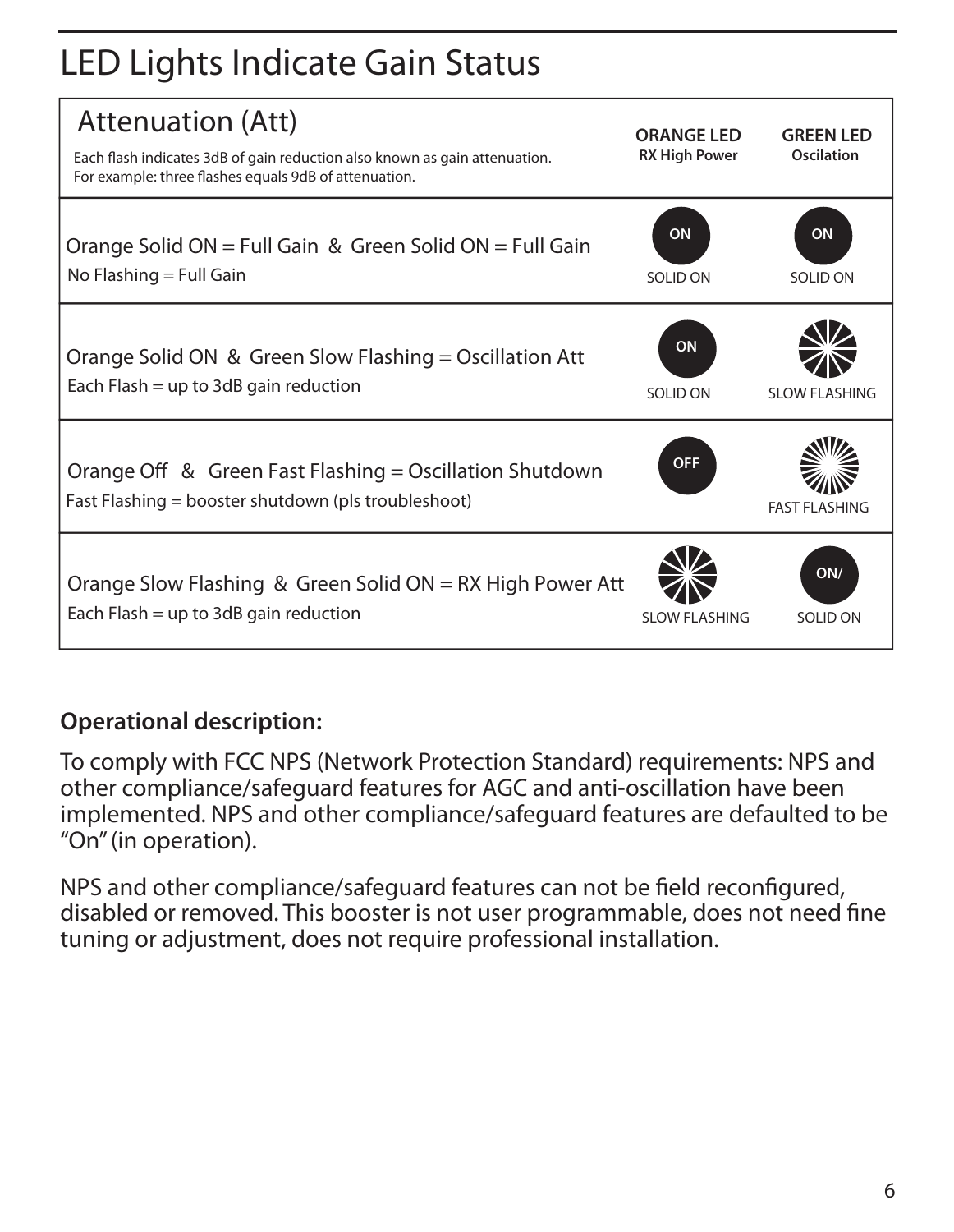# LED Lights Indicate Gain Status

| **Attenuation (Att)**<br>Each flash indicates 3dB of gain reduction also known as gain attenuation.<br>For example: three flashes equals 9dB of attenuation. | **ORANGE LED**<br>**RX High Power** | **GREEN LED**<br>**Oscilation** |
|---|---|---|
| Orange Solid ON = Full Gain & Green Solid ON = Full Gain<br>No Flashing = Full Gain | ON<br>SOLID ON | ON<br>SOLID ON |
| Orange Solid ON & Green Slow Flashing = Oscillation Att<br>Each Flash = up to 3dB gain reduction | ON<br>SOLID ON | SLOW FLASHING |
| Orange Off & Green Fast Flashing = Oscillation Shutdown<br>Fast Flashing = booster shutdown (pls troubleshoot) | OFF | FAST FLASHING |
| Orange Slow Flashing & Green Solid ON = RX High Power Att<br>Each Flash = up to 3dB gain reduction | SLOW FLASHING | ON/<br>SOLID ON |

**Operational description:**

To comply with FCC NPS (Network Protection Standard) requirements: NPS and other compliance/safeguard features for AGC and anti-oscillation have been implemented. NPS and other compliance/safeguard features are defaulted to be “On” (in operation).

NPS and other compliance/safeguard features can not be field reconfigured, disabled or removed. This booster is not user programmable, does not need fine tuning or adjustment, does not require professional installation.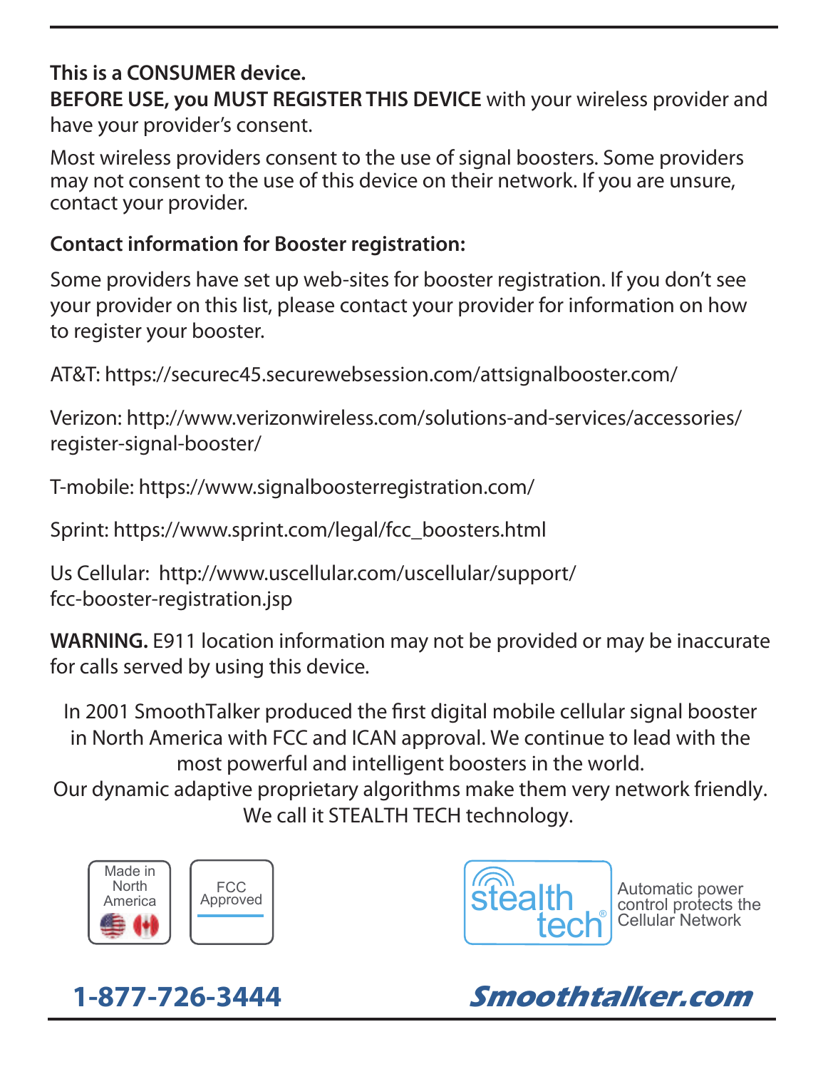**This is a CONSUMER device.**

**BEFORE USE, you MUST REGISTER THIS DEVICE** with your wireless provider and have your provider's consent.

Most wireless providers consent to the use of signal boosters. Some providers may not consent to the use of this device on their network. If you are unsure, contact your provider.

**Contact information for Booster registration:**

Some providers have set up web-sites for booster registration. If you don't see your provider on this list, please contact your provider for information on how to register your booster.

AT&T: https://securec45.securewebsession.com/attsignalbooster.com/

Verizon: http://www.verizonwireless.com/solutions-and-services/accessories/register-signal-booster/

T-mobile: https://www.signalboosterregistration.com/

Sprint: https://www.sprint.com/legal/fcc_boosters.html

Us Cellular: http://www.uscellular.com/uscellular/support/fcc-booster-registration.jsp

**WARNING.** E911 location information may not be provided or may be inaccurate for calls served by using this device.

In 2001 SmoothTalker produced the first digital mobile cellular signal booster in North America with FCC and ICAN approval. We continue to lead with the most powerful and intelligent boosters in the world.
Our dynamic adaptive proprietary algorithms make them very network friendly. We call it STEALTH TECH technology.

Made in North America

FCC Approved

stealth tech®

Automatic power control protects the Cellular Network

**1-877-726-3444**

***Smoothtalker.com***